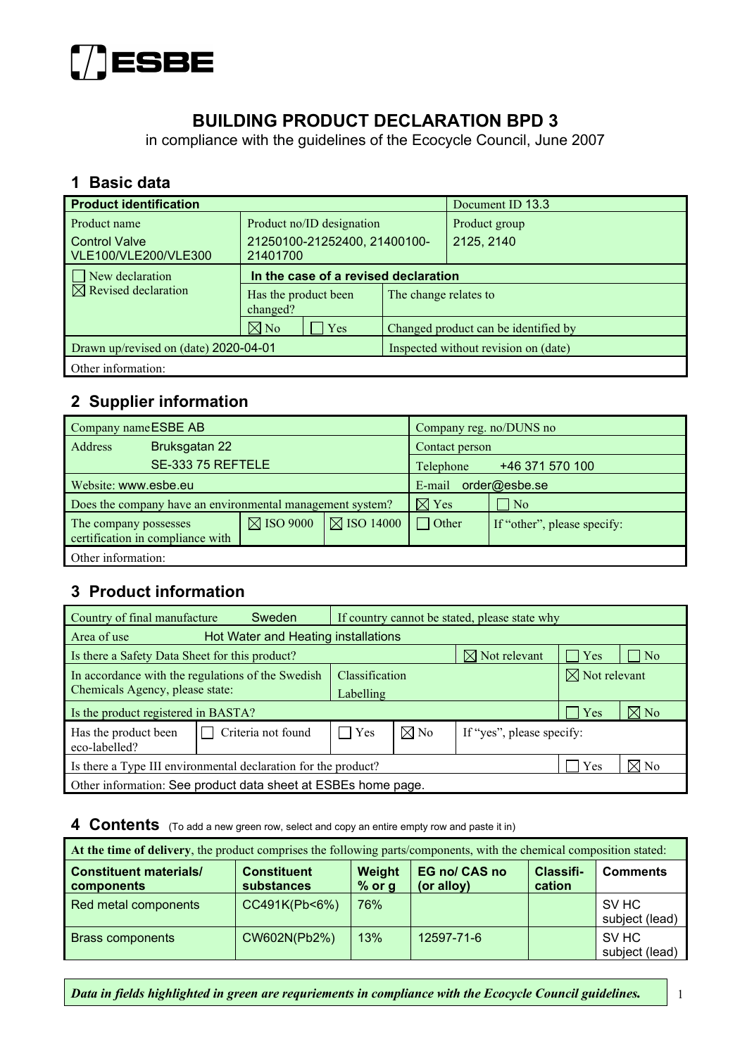ESBE

# BUILDING PRODUCT DECLARATION BPD 3

in compliance with the guidelines of the Ecocycle Council, June 2007

## 1 Basic data

| **Product identification** | | | Document ID 13.3 |
|---|---|---|---|
| Product name<br>Control Valve VLE100/VLE200/VLE300 | Product no/ID designation<br>21250100-21252400, 21400100-21401700 | | Product group<br>2125, 2140 |
| ☐ New declaration<br>☒ Revised declaration | **In the case of a revised declaration** | | |
| | Has the product been changed?<br>☒ No ☐ Yes | The change relates to | |
| | | Changed product can be identified by | |
| Drawn up/revised on (date) 2020-04-01 | | Inspected without revision on (date) | |
| Other information: | | | |

## 2 Supplier information

| Company name ESBE AB | | | Company reg. no/DUNS no | |
|---|---|---|---|---|
| Address Bruksgatan 22<br>SE-333 75 REFTELE | | | Contact person | |
| | | | Telephone +46 371 570 100 | |
| Website: www.esbe.eu | | | E-mail order@esbe.se | |
| Does the company have an environmental management system? | | | ☒ Yes | ☐ No |
| The company possesses certification in compliance with | ☒ ISO 9000 | ☒ ISO 14000 | ☐ Other | If "other", please specify: |
| Other information: | | | | |

## 3 Product information

| Country of final manufacture Sweden | | | If country cannot be stated, please state why | | |
|---|---|---|---|---|---|
| Area of use Hot Water and Heating installations | | | | | |
| Is there a Safety Data Sheet for this product? | | | ☒ Not relevant | ☐ Yes | ☐ No |
| In accordance with the regulations of the Swedish Chemicals Agency, please state: | Classification<br>Labelling | | | ☒ Not relevant | |
| Is the product registered in BASTA? | | | | ☐ Yes | ☒ No |
| Has the product been eco-labelled? | ☐ Criteria not found | ☐ Yes | ☒ No | If "yes", please specify: | |
| Is there a Type III environmental declaration for the product? | | | | ☐ Yes | ☒ No |
| Other information: See product data sheet at ESBEs home page. | | | | | |

## 4 Contents (To add a new green row, select and copy an entire empty row and paste it in)

**At the time of delivery**, the product comprises the following parts/components, with the chemical composition stated:

| **Constituent materials/ components** | **Constituent substances** | **Weight % or g** | **EG no/ CAS no (or alloy)** | **Classifi-cation** | **Comments** |
|---|---|---|---|---|---|
| Red metal components | CC491K(Pb<6%) | 76% | | | SV HC subject (lead) |
| Brass components | CW602N(Pb2%) | 13% | 12597-71-6 | | SV HC subject (lead) |

***Data in fields highlighted in green are requriements in compliance with the Ecocycle Council guidelines.***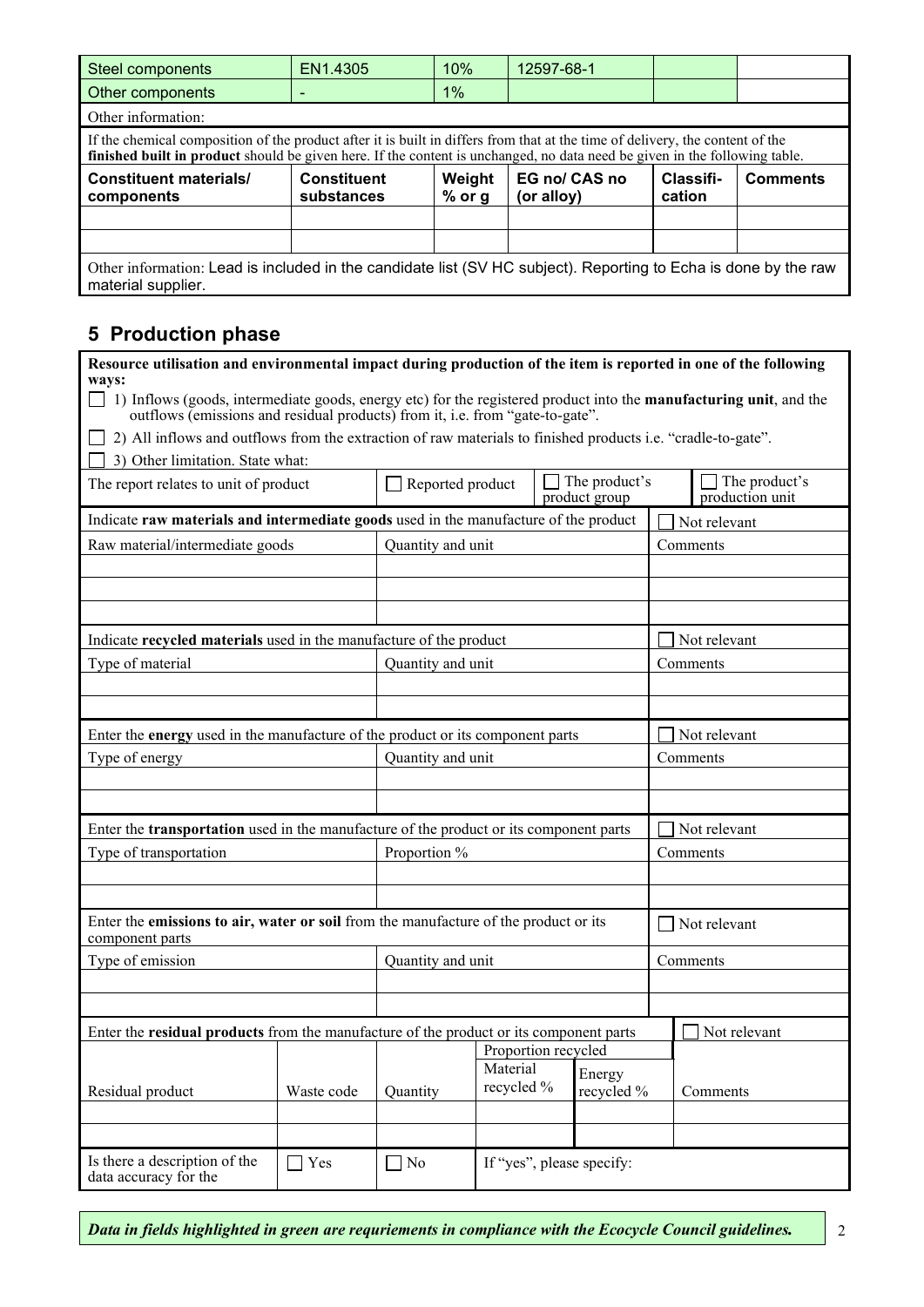| Steel components | EN1.4305 | 10% | 12597-68-1 | | |
|---|---|---|---|---|---|
| Other components | - | 1% | | | |

Other information:

If the chemical composition of the product after it is built in differs from that at the time of delivery, the content of the **finished built in product** should be given here. If the content is unchanged, no data need be given in the following table.

| Constituent materials/ components | Constituent substances | Weight % or g | EG no/ CAS no (or alloy) | Classifi-cation | Comments |
|---|---|---|---|---|---|
| | | | | | |
| | | | | | |

Other information: Lead is included in the candidate list (SV HC subject). Reporting to Echa is done by the raw material supplier.

## 5 Production phase

**Resource utilisation and environmental impact during production of the item is reported in one of the following ways:**

☐ 1) Inflows (goods, intermediate goods, energy etc) for the registered product into the **manufacturing unit**, and the outflows (emissions and residual products) from it, i.e. from "gate-to-gate".

☐ 2) All inflows and outflows from the extraction of raw materials to finished products i.e. "cradle-to-gate".

☐ 3) Other limitation. State what:

| The report relates to unit of product | ☐ Reported product | ☐ The product's product group | ☐ The product's production unit |
|---|---|---|---|

| Indicate **raw materials and intermediate goods** used in the manufacture of the product | | ☐ Not relevant |
|---|---|---|
| Raw material/intermediate goods | Quantity and unit | Comments |
| | | |
| | | |
| | | |

| Indicate **recycled materials** used in the manufacture of the product | | ☐ Not relevant |
|---|---|---|
| Type of material | Quantity and unit | Comments |
| | | |
| | | |

| Enter the **energy** used in the manufacture of the product or its component parts | | ☐ Not relevant |
|---|---|---|
| Type of energy | Quantity and unit | Comments |
| | | |
| | | |

| Enter the **transportation** used in the manufacture of the product or its component parts | | ☐ Not relevant |
|---|---|---|
| Type of transportation | Proportion % | Comments |
| | | |
| | | |

| Enter the **emissions to air, water or soil** from the manufacture of the product or its component parts | | ☐ Not relevant |
|---|---|---|
| Type of emission | Quantity and unit | Comments |
| | | |
| | | |

| Enter the **residual products** from the manufacture of the product or its component parts | | | | | ☐ Not relevant |
|---|---|---|---|---|---|
| | | | Proportion recycled | | |
| Residual product | Waste code | Quantity | Material recycled % | Energy recycled % | Comments |
| | | | | | |
| | | | | | |

| Is there a description of the data accuracy for the | ☐ Yes | ☐ No | If "yes", please specify: |
|---|---|---|---|

***Data in fields highlighted in green are requriements in compliance with the Ecocycle Council guidelines.***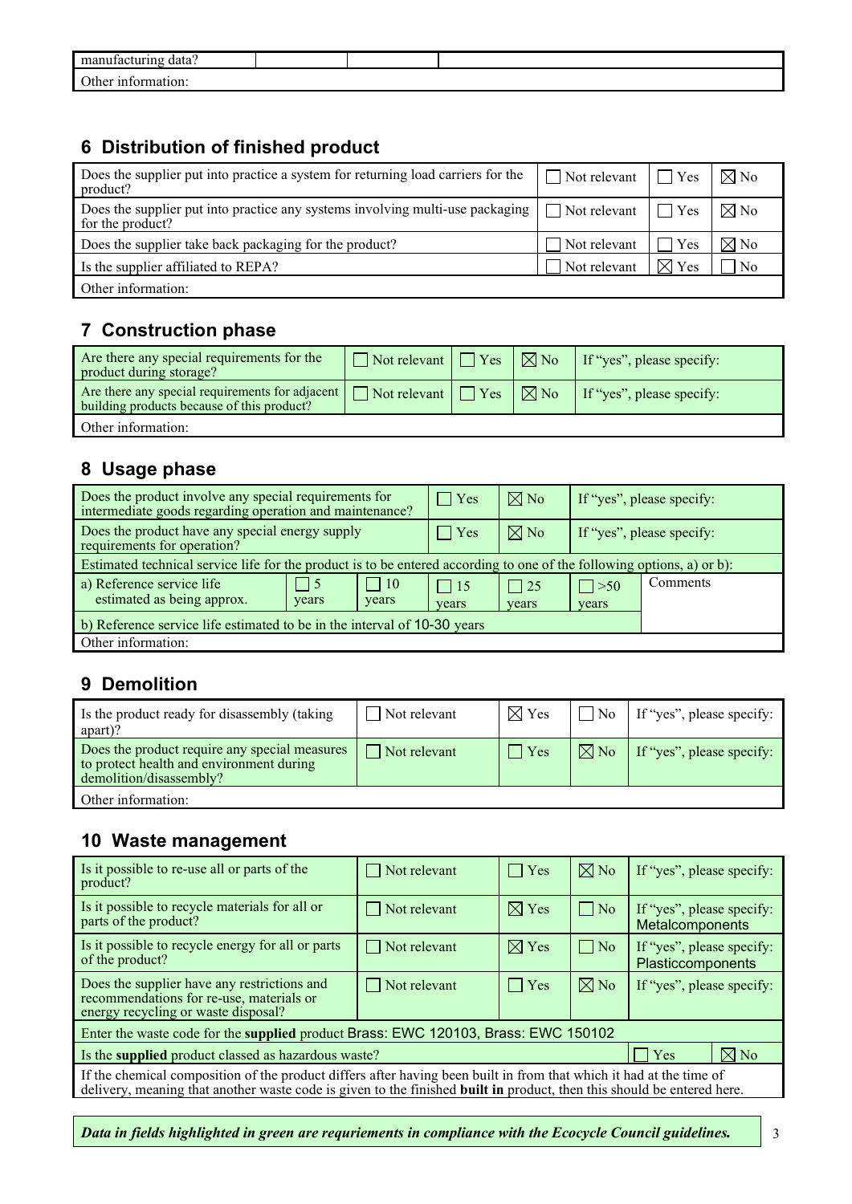| manufacturing data? | | | |
|---|---|---|---|
| Other information: | | | |

## 6 Distribution of finished product

| | | | |
|---|---|---|---|
| Does the supplier put into practice a system for returning load carriers for the product? | ☐ Not relevant | ☐ Yes | ☒ No |
| Does the supplier put into practice any systems involving multi-use packaging for the product? | ☐ Not relevant | ☐ Yes | ☒ No |
| Does the supplier take back packaging for the product? | ☐ Not relevant | ☐ Yes | ☒ No |
| Is the supplier affiliated to REPA? | ☐ Not relevant | ☒ Yes | ☐ No |
| Other information: | | | |

## 7 Construction phase

| | | | | |
|---|---|---|---|---|
| Are there any special requirements for the product during storage? | ☐ Not relevant | ☐ Yes | ☒ No | If "yes", please specify: |
| Are there any special requirements for adjacent building products because of this product? | ☐ Not relevant | ☐ Yes | ☒ No | If "yes", please specify: |
| Other information: | | | | |

## 8 Usage phase

| | | | | | |
|---|---|---|---|---|---|
| Does the product involve any special requirements for intermediate goods regarding operation and maintenance? | | ☐ Yes | ☒ No | If "yes", please specify: | |
| Does the product have any special energy supply requirements for operation? | | ☐ Yes | ☒ No | If "yes", please specify: | |
| Estimated technical service life for the product is to be entered according to one of the following options, a) or b): | | | | | |
| a) Reference service life estimated as being approx. | ☐ 5 years | ☐ 10 years | ☐ 15 years | ☐ 25 years | ☐ >50 years |
| b) Reference service life estimated to be in the interval of 10-30 years | | | | | Comments |
| Other information: | | | | | |

## 9 Demolition

| | | | | |
|---|---|---|---|---|
| Is the product ready for disassembly (taking apart)? | ☐ Not relevant | ☒ Yes | ☐ No | If "yes", please specify: |
| Does the product require any special measures to protect health and environment during demolition/disassembly? | ☐ Not relevant | ☐ Yes | ☒ No | If "yes", please specify: |
| Other information: | | | | |

## 10 Waste management

| | | | | |
|---|---|---|---|---|
| Is it possible to re-use all or parts of the product? | ☐ Not relevant | ☐ Yes | ☒ No | If "yes", please specify: |
| Is it possible to recycle materials for all or parts of the product? | ☐ Not relevant | ☒ Yes | ☐ No | If "yes", please specify: Metalcomponents |
| Is it possible to recycle energy for all or parts of the product? | ☐ Not relevant | ☒ Yes | ☐ No | If "yes", please specify: Plasticcomponents |
| Does the supplier have any restrictions and recommendations for re-use, materials or energy recycling or waste disposal? | ☐ Not relevant | ☐ Yes | ☒ No | If "yes", please specify: |
| Enter the waste code for the **supplied** product Brass: EWC 120103, Brass: EWC 150102 | | | | |
| Is the **supplied** product classed as hazardous waste? | | | ☐ Yes | ☒ No |
| If the chemical composition of the product differs after having been built in from that which it had at the time of delivery, meaning that another waste code is given to the finished **built in** product, then this should be entered here. | | | | |

***Data in fields highlighted in green are requriements in compliance with the Ecocycle Council guidelines.***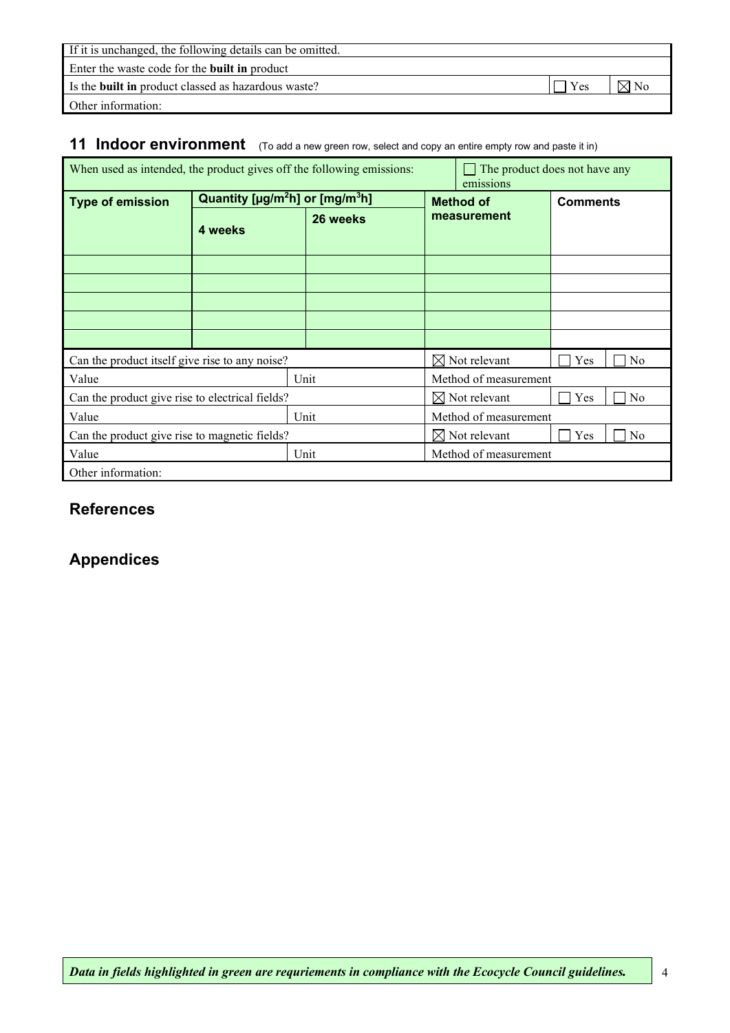| | | |
|---|---|---|
| If it is unchanged, the following details can be omitted. | | |
| Enter the waste code for the **built in** product | | |
| Is the **built in** product classed as hazardous waste? | ☐ Yes | ☒ No |
| Other information: | | |

## 11 Indoor environment (To add a new green row, select and copy an entire empty row and paste it in)

| When used as intended, the product gives off the following emissions: | | | ☐ The product does not have any emissions | |
|---|---|---|---|---|
| **Type of emission** | **Quantity [µg/m$^2$h] or [mg/m$^3$h]** | | **Method of measurement** | **Comments** |
| | **4 weeks** | **26 weeks** | | |
| | | | | |
| | | | | |
| | | | | |
| | | | | |
| | | | | |

| | | | | |
|---|---|---|---|---|
| Can the product itself give rise to any noise? | | ☒ Not relevant | ☐ Yes | ☐ No |
| Value | Unit | Method of measurement | | |
| Can the product give rise to electrical fields? | | ☒ Not relevant | ☐ Yes | ☐ No |
| Value | Unit | Method of measurement | | |
| Can the product give rise to magnetic fields? | | ☒ Not relevant | ☐ Yes | ☐ No |
| Value | Unit | Method of measurement | | |
| Other information: | | | | |

## References

## Appendices

*Data in fields highlighted in green are requriements in compliance with the Ecocycle Council guidelines.*